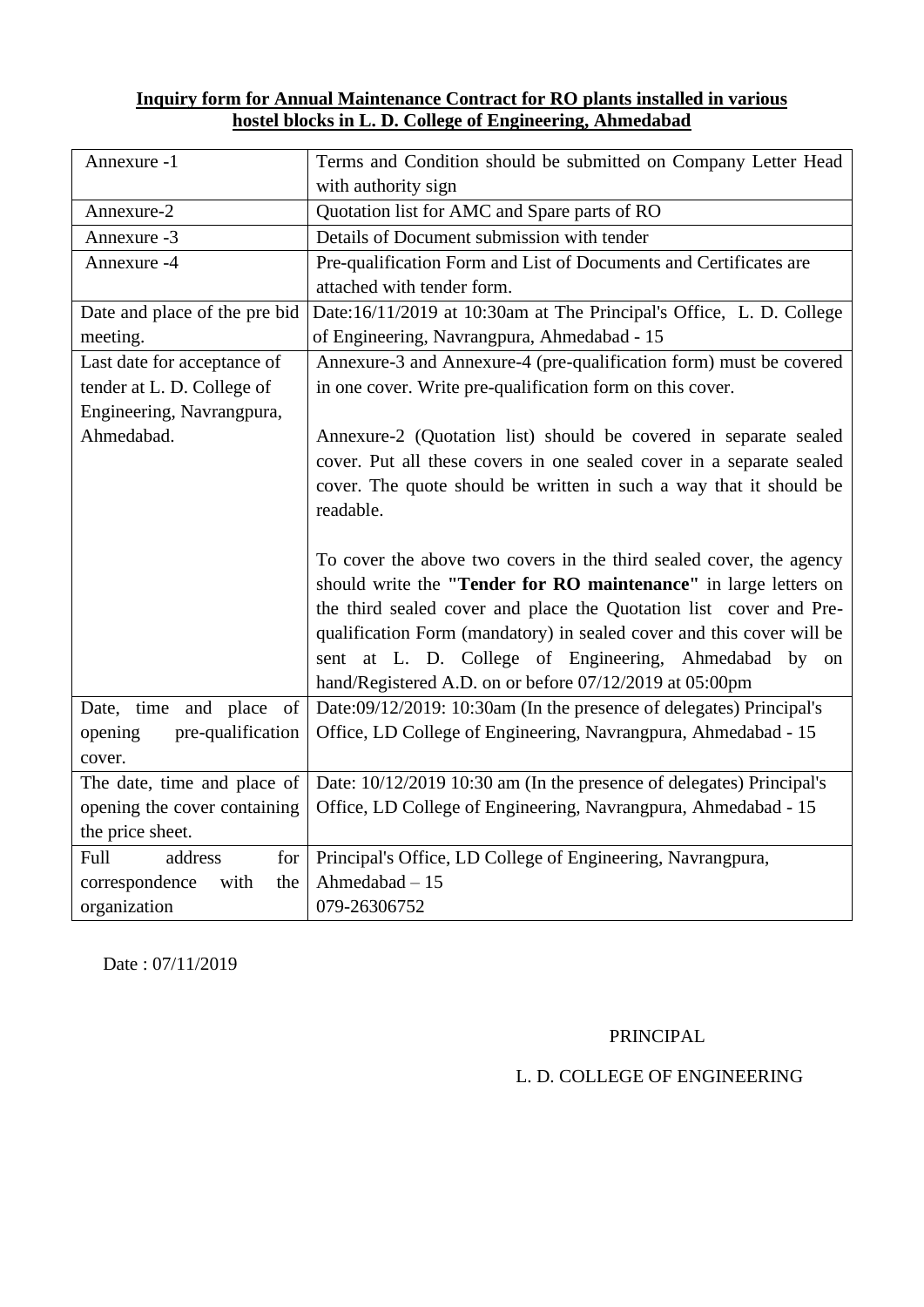**Inquiry form for Annual Maintenance Contract for RO plants installed in various hostel blocks in L. D. College of Engineering, Ahmedabad**

| | |
|---|---|
| Annexure -1 | Terms and Condition should be submitted on Company Letter Head with authority sign |
| Annexure-2 | Quotation list for AMC and Spare parts of RO |
| Annexure -3 | Details of Document submission with tender |
| Annexure -4 | Pre-qualification Form and List of Documents and Certificates are attached with tender form. |
| Date and place of the pre bid meeting. | Date:16/11/2019 at 10:30am at The Principal's Office, L. D. College of Engineering, Navrangpura, Ahmedabad - 15 |
| Last date for acceptance of tender at L. D. College of Engineering, Navrangpura, Ahmedabad. | Annexure-3 and Annexure-4 (pre-qualification form) must be covered in one cover. Write pre-qualification form on this cover.<br><br>Annexure-2 (Quotation list) should be covered in separate sealed cover. Put all these covers in one sealed cover in a separate sealed cover. The quote should be written in such a way that it should be readable.<br><br>To cover the above two covers in the third sealed cover, the agency should write the **"Tender for RO maintenance"** in large letters on the third sealed cover and place the Quotation list cover and Pre-qualification Form (mandatory) in sealed cover and this cover will be sent at L. D. College of Engineering, Ahmedabad by on hand/Registered A.D. on or before 07/12/2019 at 05:00pm |
| Date, time and place of opening pre-qualification cover. | Date:09/12/2019: 10:30am (In the presence of delegates) Principal's Office, LD College of Engineering, Navrangpura, Ahmedabad - 15 |
| The date, time and place of opening the cover containing the price sheet. | Date: 10/12/2019 10:30 am (In the presence of delegates) Principal's Office, LD College of Engineering, Navrangpura, Ahmedabad - 15 |
| Full address for correspondence with the organization | Principal's Office, LD College of Engineering, Navrangpura, Ahmedabad – 15<br>079-26306752 |

Date : 07/11/2019

PRINCIPAL

L. D. COLLEGE OF ENGINEERING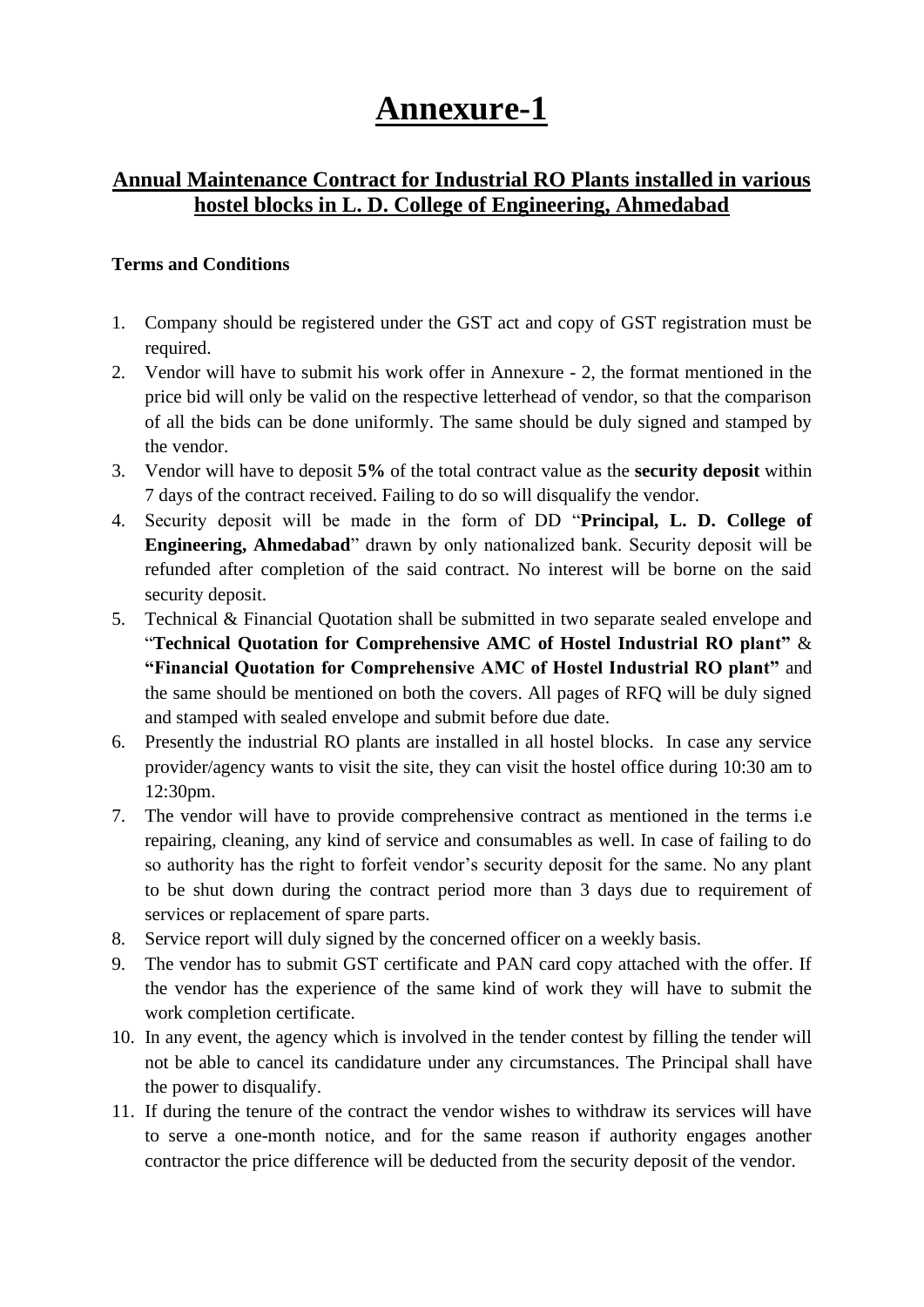# Annexure-1

## Annual Maintenance Contract for Industrial RO Plants installed in various hostel blocks in L. D. College of Engineering, Ahmedabad

**Terms and Conditions**

1. Company should be registered under the GST act and copy of GST registration must be required.
2. Vendor will have to submit his work offer in Annexure - 2, the format mentioned in the price bid will only be valid on the respective letterhead of vendor, so that the comparison of all the bids can be done uniformly. The same should be duly signed and stamped by the vendor.
3. Vendor will have to deposit **5%** of the total contract value as the **security deposit** within 7 days of the contract received. Failing to do so will disqualify the vendor.
4. Security deposit will be made in the form of DD "**Principal, L. D. College of Engineering, Ahmedabad**" drawn by only nationalized bank. Security deposit will be refunded after completion of the said contract. No interest will be borne on the said security deposit.
5. Technical & Financial Quotation shall be submitted in two separate sealed envelope and "**Technical Quotation for Comprehensive AMC of Hostel Industrial RO plant"** & **"Financial Quotation for Comprehensive AMC of Hostel Industrial RO plant"** and the same should be mentioned on both the covers. All pages of RFQ will be duly signed and stamped with sealed envelope and submit before due date.
6. Presently the industrial RO plants are installed in all hostel blocks. In case any service provider/agency wants to visit the site, they can visit the hostel office during 10:30 am to 12:30pm.
7. The vendor will have to provide comprehensive contract as mentioned in the terms i.e repairing, cleaning, any kind of service and consumables as well. In case of failing to do so authority has the right to forfeit vendor's security deposit for the same. No any plant to be shut down during the contract period more than 3 days due to requirement of services or replacement of spare parts.
8. Service report will duly signed by the concerned officer on a weekly basis.
9. The vendor has to submit GST certificate and PAN card copy attached with the offer. If the vendor has the experience of the same kind of work they will have to submit the work completion certificate.
10. In any event, the agency which is involved in the tender contest by filling the tender will not be able to cancel its candidature under any circumstances. The Principal shall have the power to disqualify.
11. If during the tenure of the contract the vendor wishes to withdraw its services will have to serve a one-month notice, and for the same reason if authority engages another contractor the price difference will be deducted from the security deposit of the vendor.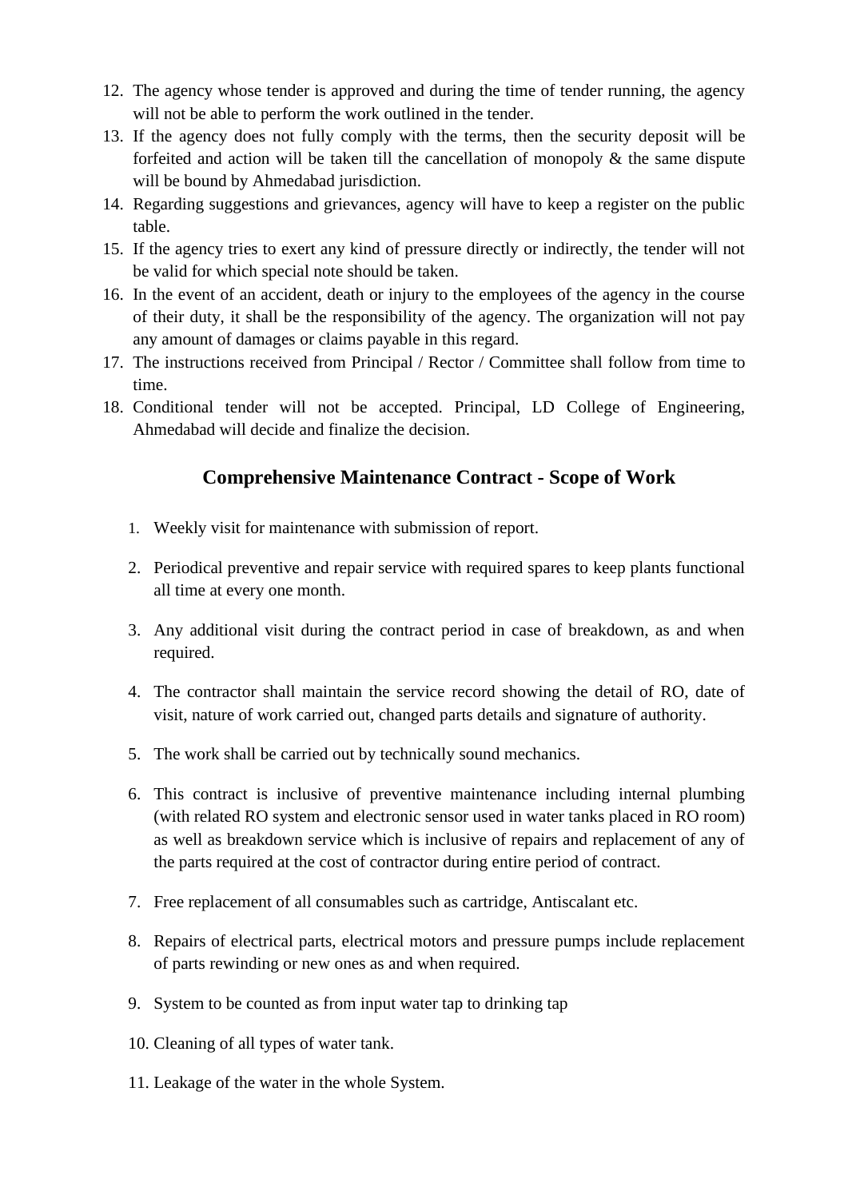12. The agency whose tender is approved and during the time of tender running, the agency will not be able to perform the work outlined in the tender.
13. If the agency does not fully comply with the terms, then the security deposit will be forfeited and action will be taken till the cancellation of monopoly & the same dispute will be bound by Ahmedabad jurisdiction.
14. Regarding suggestions and grievances, agency will have to keep a register on the public table.
15. If the agency tries to exert any kind of pressure directly or indirectly, the tender will not be valid for which special note should be taken.
16. In the event of an accident, death or injury to the employees of the agency in the course of their duty, it shall be the responsibility of the agency. The organization will not pay any amount of damages or claims payable in this regard.
17. The instructions received from Principal / Rector / Committee shall follow from time to time.
18. Conditional tender will not be accepted. Principal, LD College of Engineering, Ahmedabad will decide and finalize the decision.

## Comprehensive Maintenance Contract - Scope of Work

1. Weekly visit for maintenance with submission of report.
2. Periodical preventive and repair service with required spares to keep plants functional all time at every one month.
3. Any additional visit during the contract period in case of breakdown, as and when required.
4. The contractor shall maintain the service record showing the detail of RO, date of visit, nature of work carried out, changed parts details and signature of authority.
5. The work shall be carried out by technically sound mechanics.
6. This contract is inclusive of preventive maintenance including internal plumbing (with related RO system and electronic sensor used in water tanks placed in RO room) as well as breakdown service which is inclusive of repairs and replacement of any of the parts required at the cost of contractor during entire period of contract.
7. Free replacement of all consumables such as cartridge, Antiscalant etc.
8. Repairs of electrical parts, electrical motors and pressure pumps include replacement of parts rewinding or new ones as and when required.
9. System to be counted as from input water tap to drinking tap
10. Cleaning of all types of water tank.
11. Leakage of the water in the whole System.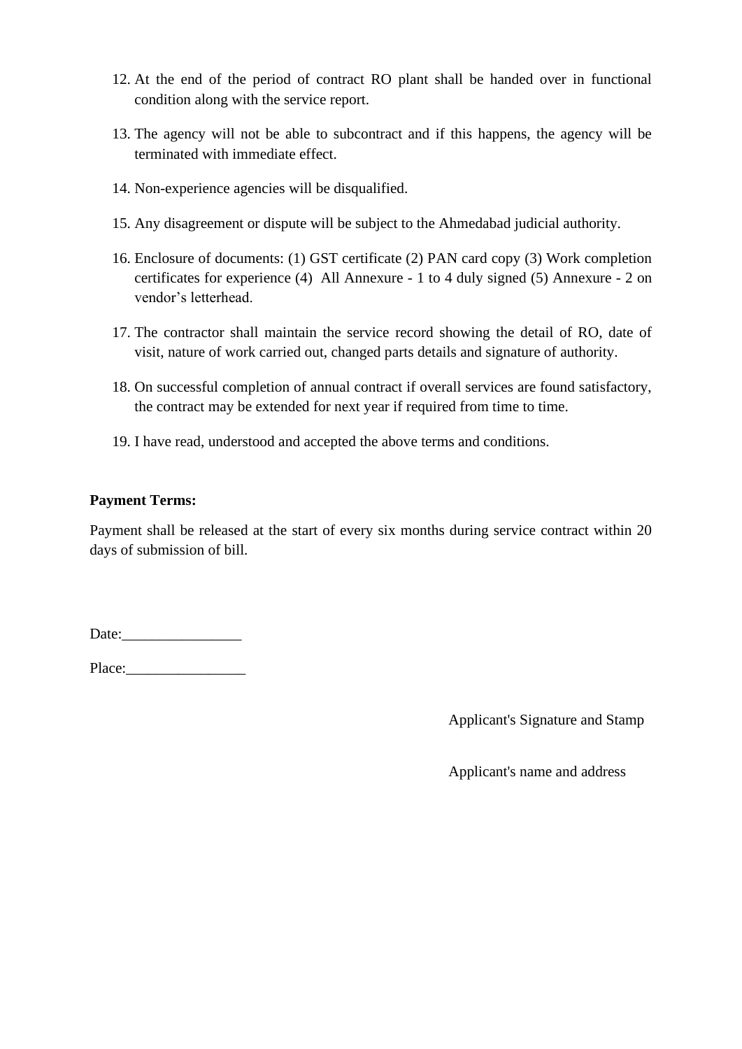12. At the end of the period of contract RO plant shall be handed over in functional condition along with the service report.

13. The agency will not be able to subcontract and if this happens, the agency will be terminated with immediate effect.

14. Non-experience agencies will be disqualified.

15. Any disagreement or dispute will be subject to the Ahmedabad judicial authority.

16. Enclosure of documents: (1) GST certificate (2) PAN card copy (3) Work completion certificates for experience (4) All Annexure - 1 to 4 duly signed (5) Annexure - 2 on vendor's letterhead.

17. The contractor shall maintain the service record showing the detail of RO, date of visit, nature of work carried out, changed parts details and signature of authority.

18. On successful completion of annual contract if overall services are found satisfactory, the contract may be extended for next year if required from time to time.

19. I have read, understood and accepted the above terms and conditions.

**Payment Terms:**

Payment shall be released at the start of every six months during service contract within 20 days of submission of bill.

Date:________________

Place:________________

Applicant's Signature and Stamp

Applicant's name and address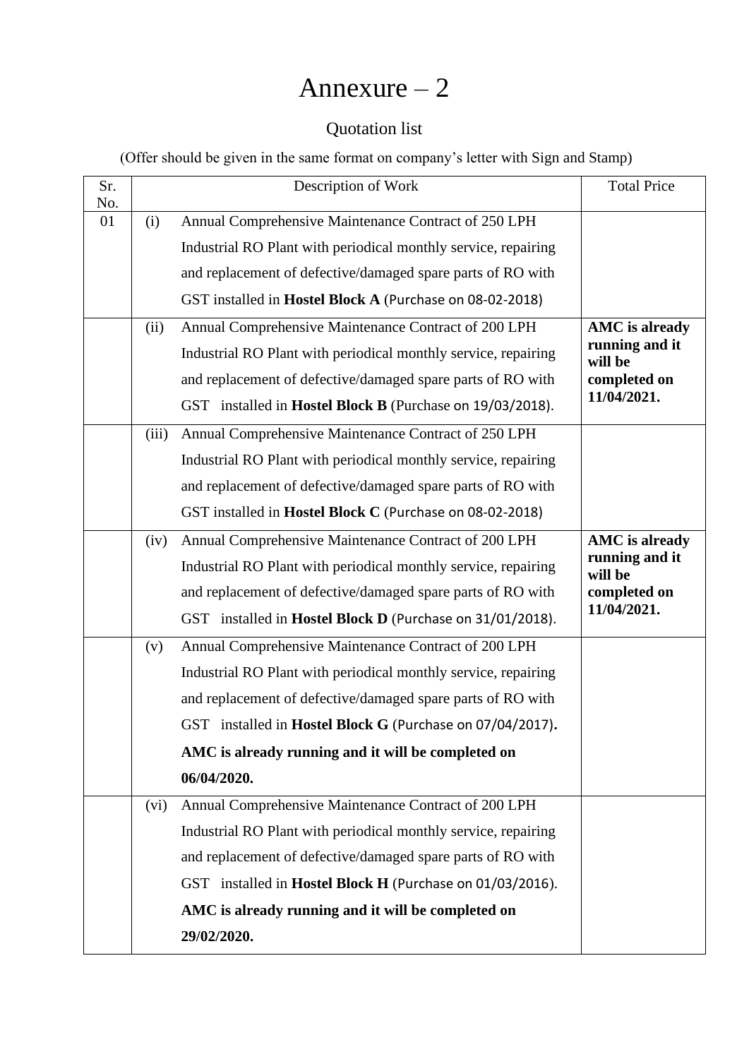# Annexure – 2

Quotation list

(Offer should be given in the same format on company's letter with Sign and Stamp)

| Sr. No. | Description of Work | Total Price |
|---|---|---|
| 01 | (i) Annual Comprehensive Maintenance Contract of 250 LPH Industrial RO Plant with periodical monthly service, repairing and replacement of defective/damaged spare parts of RO with GST installed in **Hostel Block A** (Purchase on 08-02-2018) | |
| | (ii) Annual Comprehensive Maintenance Contract of 200 LPH Industrial RO Plant with periodical monthly service, repairing and replacement of defective/damaged spare parts of RO with GST installed in **Hostel Block B** (Purchase on 19/03/2018). | **AMC is already running and it will be completed on 11/04/2021.** |
| | (iii) Annual Comprehensive Maintenance Contract of 250 LPH Industrial RO Plant with periodical monthly service, repairing and replacement of defective/damaged spare parts of RO with GST installed in **Hostel Block C** (Purchase on 08-02-2018) | |
| | (iv) Annual Comprehensive Maintenance Contract of 200 LPH Industrial RO Plant with periodical monthly service, repairing and replacement of defective/damaged spare parts of RO with GST installed in **Hostel Block D** (Purchase on 31/01/2018). | **AMC is already running and it will be completed on 11/04/2021.** |
| | (v) Annual Comprehensive Maintenance Contract of 200 LPH Industrial RO Plant with periodical monthly service, repairing and replacement of defective/damaged spare parts of RO with GST installed in **Hostel Block G** (Purchase on 07/04/2017). **AMC is already running and it will be completed on 06/04/2020.** | |
| | (vi) Annual Comprehensive Maintenance Contract of 200 LPH Industrial RO Plant with periodical monthly service, repairing and replacement of defective/damaged spare parts of RO with GST installed in **Hostel Block H** (Purchase on 01/03/2016). **AMC is already running and it will be completed on 29/02/2020.** | |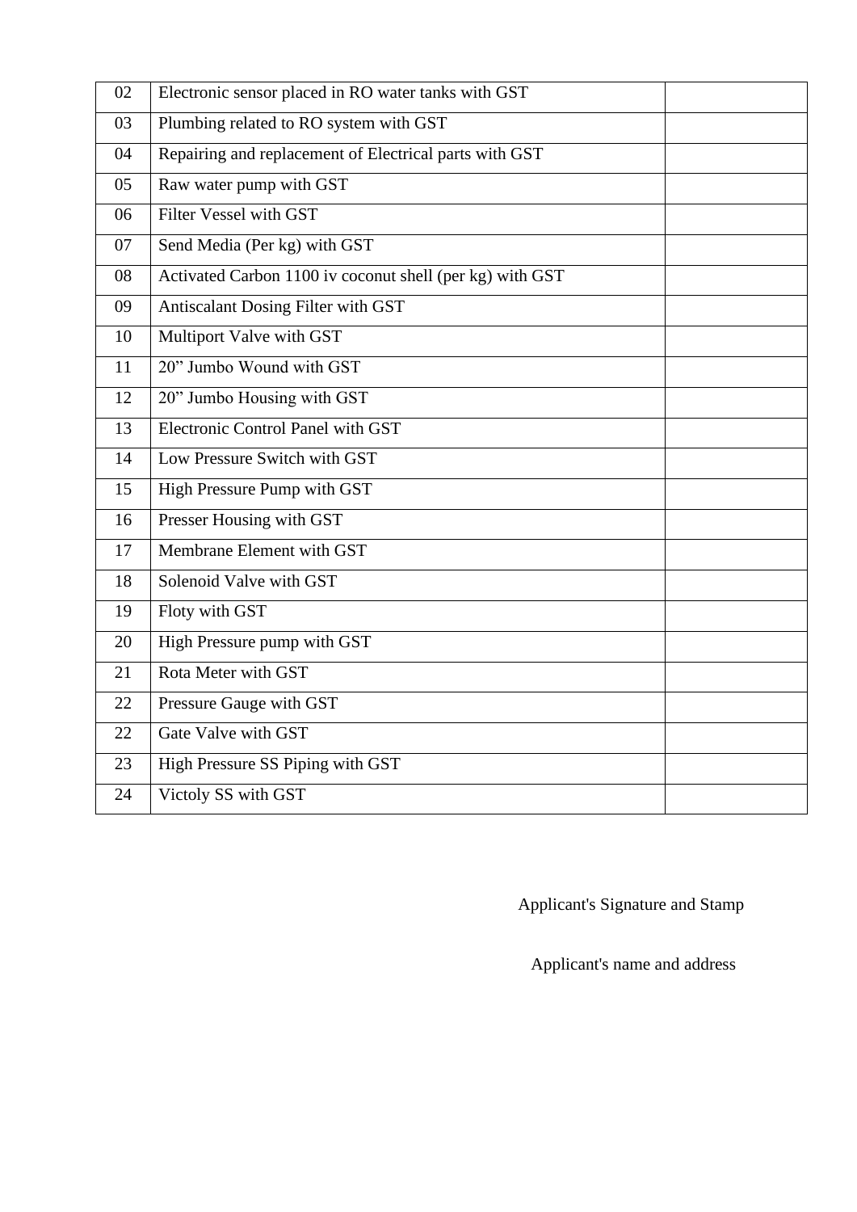| 02 | Electronic sensor placed in RO water tanks with GST | |
|---|---|---|
| 03 | Plumbing related to RO system with GST | |
| 04 | Repairing and replacement of Electrical parts with GST | |
| 05 | Raw water pump with GST | |
| 06 | Filter Vessel with GST | |
| 07 | Send Media (Per kg) with GST | |
| 08 | Activated Carbon 1100 iv coconut shell (per kg) with GST | |
| 09 | Antiscalant Dosing Filter with GST | |
| 10 | Multiport Valve with GST | |
| 11 | 20” Jumbo Wound with GST | |
| 12 | 20” Jumbo Housing with GST | |
| 13 | Electronic Control Panel with GST | |
| 14 | Low Pressure Switch with GST | |
| 15 | High Pressure Pump with GST | |
| 16 | Presser Housing with GST | |
| 17 | Membrane Element with GST | |
| 18 | Solenoid Valve with GST | |
| 19 | Floty with GST | |
| 20 | High Pressure pump with GST | |
| 21 | Rota Meter with GST | |
| 22 | Pressure Gauge with GST | |
| 22 | Gate Valve with GST | |
| 23 | High Pressure SS Piping with GST | |
| 24 | Victoly SS with GST | |

Applicant's Signature and Stamp

Applicant's name and address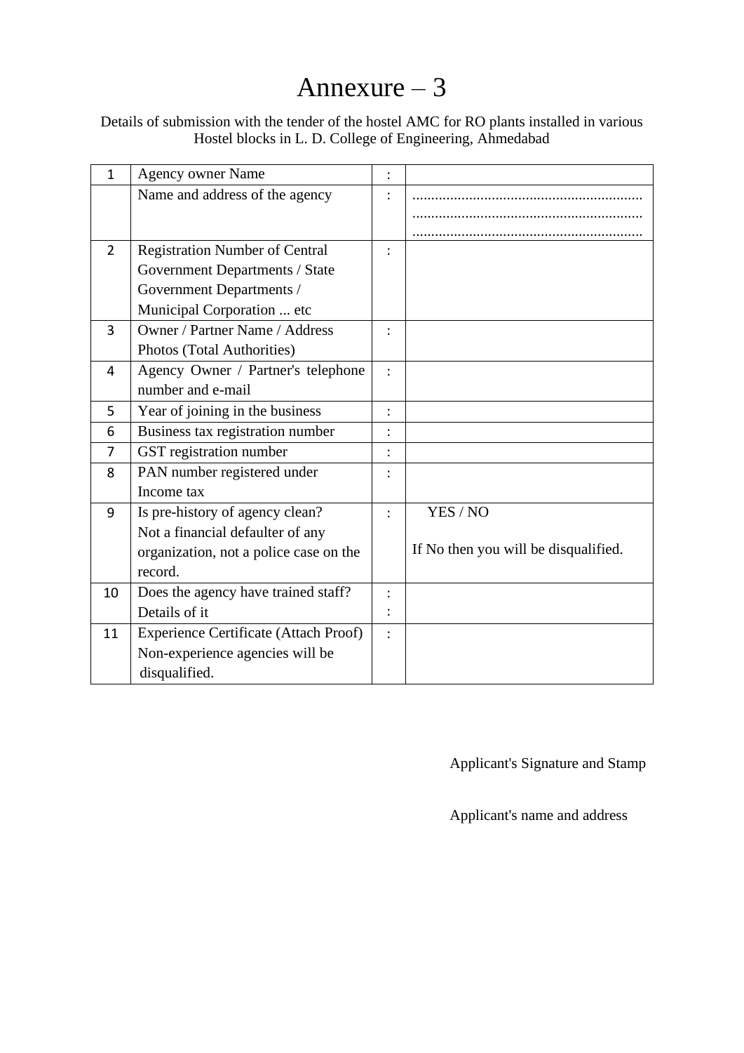# Annexure – 3

Details of submission with the tender of the hostel AMC for RO plants installed in various Hostel blocks in L. D. College of Engineering, Ahmedabad

| | | | |
|---|---|---|---|
| 1 | Agency owner Name | : | |
| | Name and address of the agency | : | ............................................................ ............................................................ ............................................................ |
| 2 | Registration Number of Central Government Departments / State Government Departments / Municipal Corporation ... etc | : | |
| 3 | Owner / Partner Name / Address Photos (Total Authorities) | : | |
| 4 | Agency Owner / Partner's telephone number and e-mail | : | |
| 5 | Year of joining in the business | : | |
| 6 | Business tax registration number | : | |
| 7 | GST registration number | : | |
| 8 | PAN number registered under Income tax | : | |
| 9 | Is pre-history of agency clean? Not a financial defaulter of any organization, not a police case on the record. | : | YES / NO<br><br>If No then you will be disqualified. |
| 10 | Does the agency have trained staff?<br>Details of it | :<br>: | |
| 11 | Experience Certificate (Attach Proof) Non-experience agencies will be disqualified. | : | |

Applicant's Signature and Stamp

Applicant's name and address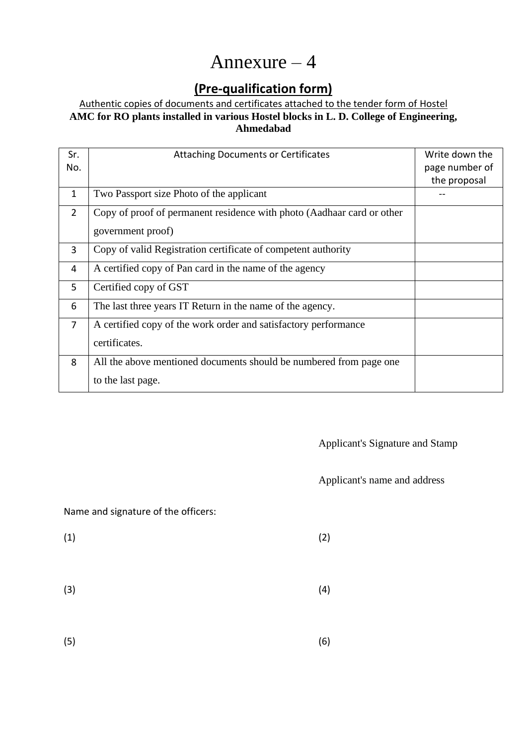# Annexure – 4

## (Pre-qualification form)

Authentic copies of documents and certificates attached to the tender form of Hostel
**AMC for RO plants installed in various Hostel blocks in L. D. College of Engineering, Ahmedabad**

| Sr. No. | Attaching Documents or Certificates | Write down the page number of the proposal |
|---|---|---|
| 1 | Two Passport size Photo of the applicant | -- |
| 2 | Copy of proof of permanent residence with photo (Aadhaar card or other government proof) | |
| 3 | Copy of valid Registration certificate of competent authority | |
| 4 | A certified copy of Pan card in the name of the agency | |
| 5 | Certified copy of GST | |
| 6 | The last three years IT Return in the name of the agency. | |
| 7 | A certified copy of the work order and satisfactory performance certificates. | |
| 8 | All the above mentioned documents should be numbered from page one to the last page. | |

Applicant's Signature and Stamp

Applicant's name and address

Name and signature of the officers:

(1) (2)

(3) (4)

(5) (6)